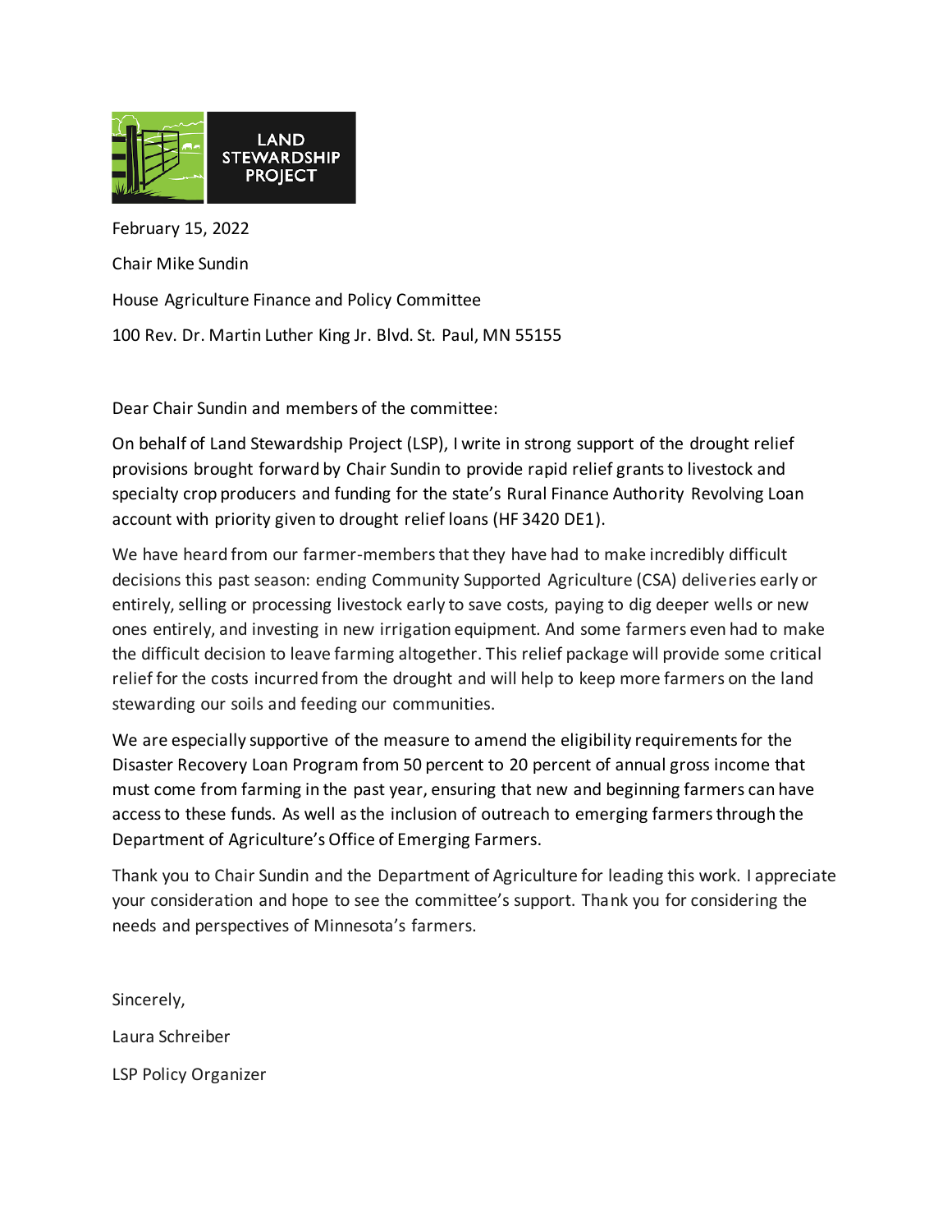LAND STEWARDSHIP PROJECT

February 15, 2022

Chair Mike Sundin

House Agriculture Finance and Policy Committee

100 Rev. Dr. Martin Luther King Jr. Blvd. St. Paul, MN 55155

Dear Chair Sundin and members of the committee:

On behalf of Land Stewardship Project (LSP), I write in strong support of the drought relief provisions brought forward by Chair Sundin to provide rapid relief grants to livestock and specialty crop producers and funding for the state's Rural Finance Authority Revolving Loan account with priority given to drought relief loans (HF 3420 DE1).

We have heard from our farmer-members that they have had to make incredibly difficult decisions this past season: ending Community Supported Agriculture (CSA) deliveries early or entirely, selling or processing livestock early to save costs, paying to dig deeper wells or new ones entirely, and investing in new irrigation equipment. And some farmers even had to make the difficult decision to leave farming altogether. This relief package will provide some critical relief for the costs incurred from the drought and will help to keep more farmers on the land stewarding our soils and feeding our communities.

We are especially supportive of the measure to amend the eligibility requirements for the Disaster Recovery Loan Program from 50 percent to 20 percent of annual gross income that must come from farming in the past year, ensuring that new and beginning farmers can have access to these funds. As well as the inclusion of outreach to emerging farmers through the Department of Agriculture's Office of Emerging Farmers.

Thank you to Chair Sundin and the Department of Agriculture for leading this work. I appreciate your consideration and hope to see the committee's support. Thank you for considering the needs and perspectives of Minnesota's farmers.

Sincerely,

Laura Schreiber

LSP Policy Organizer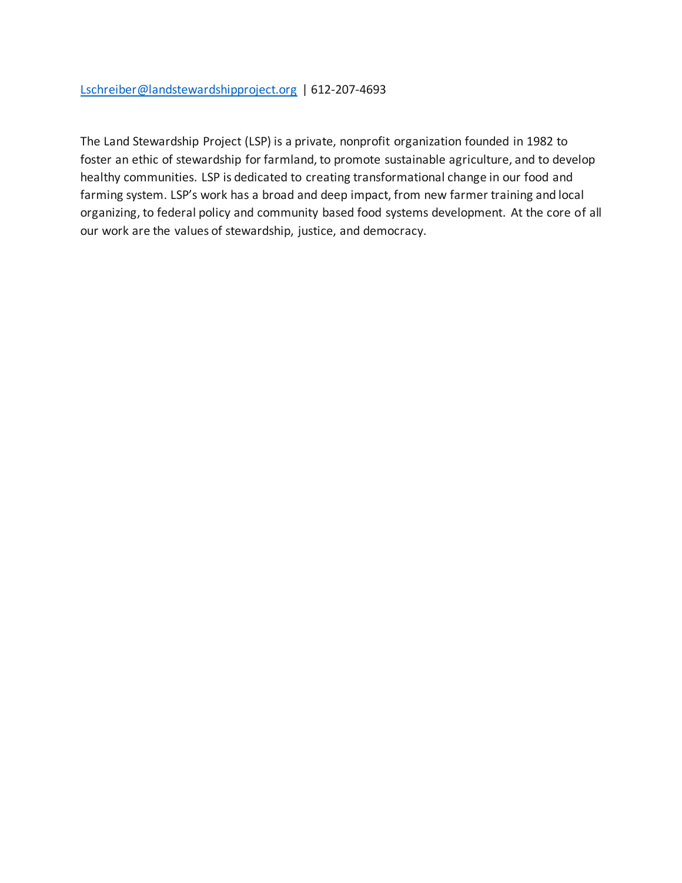[Lschreiber@landstewardshipproject.org](mailto:Lschreiber@landstewardshipproject.org) | 612-207-4693

The Land Stewardship Project (LSP) is a private, nonprofit organization founded in 1982 to foster an ethic of stewardship for farmland, to promote sustainable agriculture, and to develop healthy communities. LSP is dedicated to creating transformational change in our food and farming system. LSP's work has a broad and deep impact, from new farmer training and local organizing, to federal policy and community based food systems development. At the core of all our work are the values of stewardship, justice, and democracy.